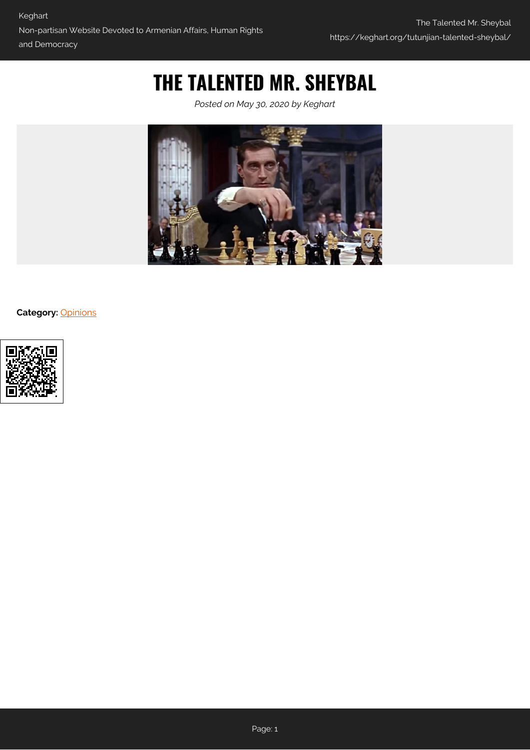# THE TALENTED MR. SHEYBAL

*Posted on May 30, 2020 by Keghart*

**Category:** Opinions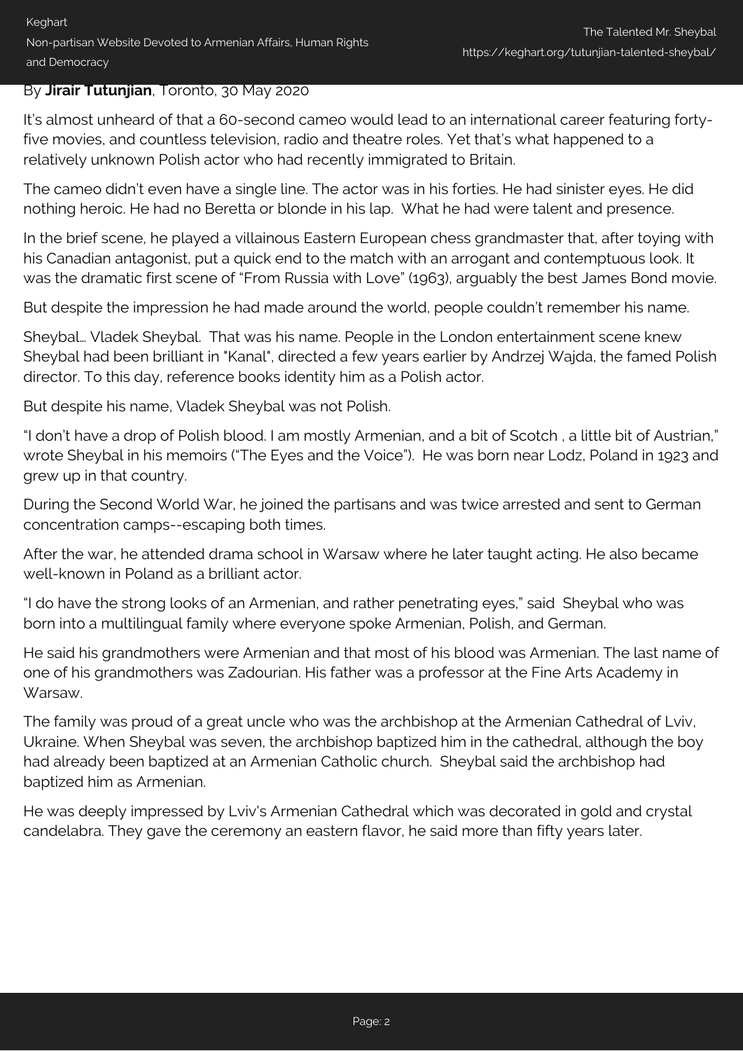By **Jirair Tutunjian**, Toronto, 30 May 2020

It's almost unheard of that a 60-second cameo would lead to an international career featuring forty-five movies, and countless television, radio and theatre roles. Yet that's what happened to a relatively unknown Polish actor who had recently immigrated to Britain.

The cameo didn't even have a single line. The actor was in his forties. He had sinister eyes. He did nothing heroic. He had no Beretta or blonde in his lap. What he had were talent and presence.

In the brief scene, he played a villainous Eastern European chess grandmaster that, after toying with his Canadian antagonist, put a quick end to the match with an arrogant and contemptuous look. It was the dramatic first scene of "From Russia with Love" (1963), arguably the best James Bond movie.

But despite the impression he had made around the world, people couldn't remember his name.

Sheybal… Vladek Sheybal. That was his name. People in the London entertainment scene knew Sheybal had been brilliant in "Kanal", directed a few years earlier by Andrzej Wajda, the famed Polish director. To this day, reference books identity him as a Polish actor.

But despite his name, Vladek Sheybal was not Polish.

"I don't have a drop of Polish blood. I am mostly Armenian, and a bit of Scotch , a little bit of Austrian," wrote Sheybal in his memoirs ("The Eyes and the Voice"). He was born near Lodz, Poland in 1923 and grew up in that country.

During the Second World War, he joined the partisans and was twice arrested and sent to German concentration camps--escaping both times.

After the war, he attended drama school in Warsaw where he later taught acting. He also became well-known in Poland as a brilliant actor.

"I do have the strong looks of an Armenian, and rather penetrating eyes," said Sheybal who was born into a multilingual family where everyone spoke Armenian, Polish, and German.

He said his grandmothers were Armenian and that most of his blood was Armenian. The last name of one of his grandmothers was Zadourian. His father was a professor at the Fine Arts Academy in Warsaw.

The family was proud of a great uncle who was the archbishop at the Armenian Cathedral of Lviv, Ukraine. When Sheybal was seven, the archbishop baptized him in the cathedral, although the boy had already been baptized at an Armenian Catholic church. Sheybal said the archbishop had baptized him as Armenian.

He was deeply impressed by Lviv's Armenian Cathedral which was decorated in gold and crystal candelabra. They gave the ceremony an eastern flavor, he said more than fifty years later.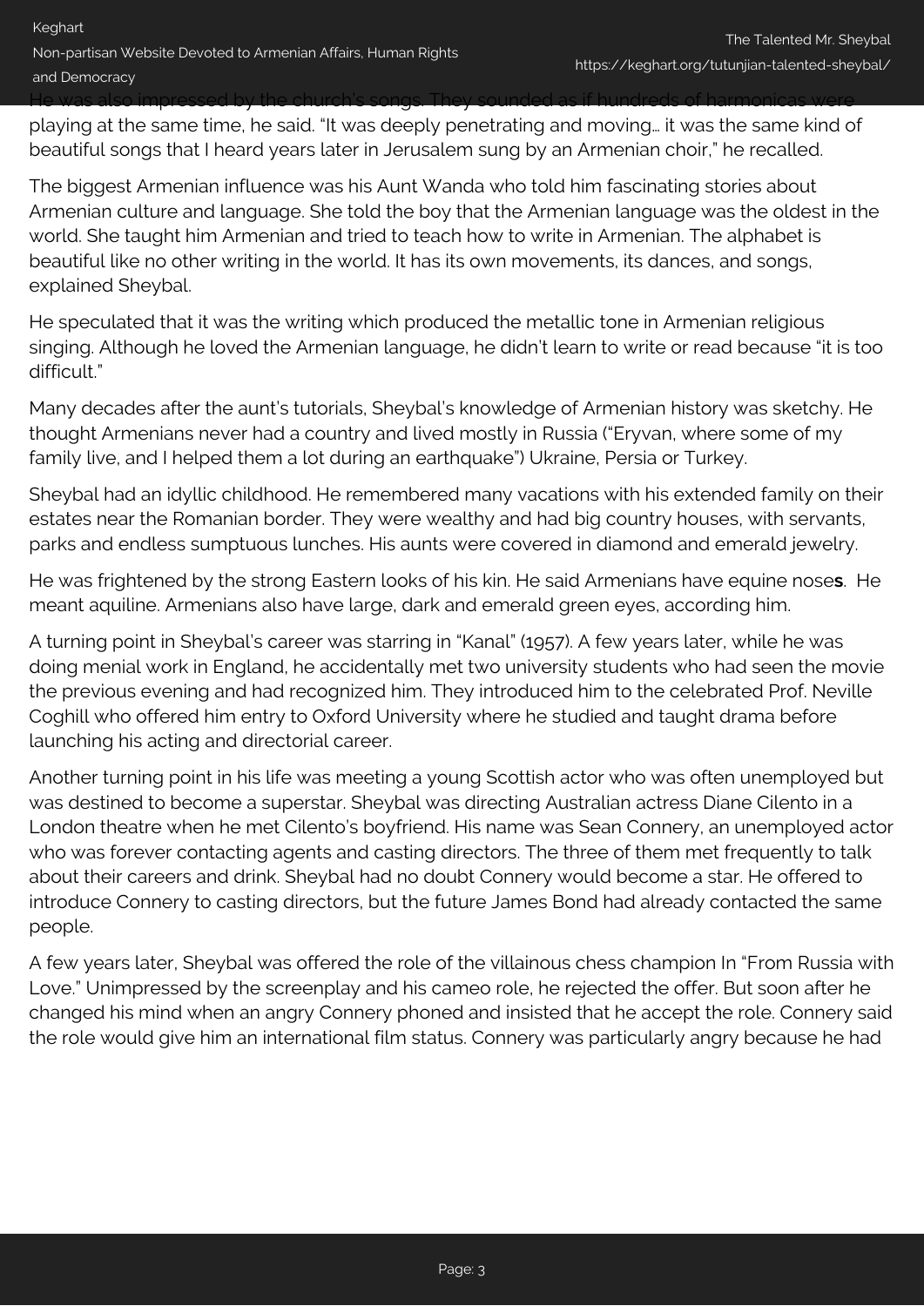He was also impressed by the church's songs. They sounded as if hundreds of harmonicas were playing at the same time, he said. "It was deeply penetrating and moving… it was the same kind of beautiful songs that I heard years later in Jerusalem sung by an Armenian choir," he recalled.

The biggest Armenian influence was his Aunt Wanda who told him fascinating stories about Armenian culture and language. She told the boy that the Armenian language was the oldest in the world. She taught him Armenian and tried to teach how to write in Armenian. The alphabet is beautiful like no other writing in the world. It has its own movements, its dances, and songs, explained Sheybal.

He speculated that it was the writing which produced the metallic tone in Armenian religious singing. Although he loved the Armenian language, he didn't learn to write or read because "it is too difficult."

Many decades after the aunt's tutorials, Sheybal's knowledge of Armenian history was sketchy. He thought Armenians never had a country and lived mostly in Russia ("Eryvan, where some of my family live, and I helped them a lot during an earthquake") Ukraine, Persia or Turkey.

Sheybal had an idyllic childhood. He remembered many vacations with his extended family on their estates near the Romanian border. They were wealthy and had big country houses, with servants, parks and endless sumptuous lunches. His aunts were covered in diamond and emerald jewelry.

He was frightened by the strong Eastern looks of his kin. He said Armenians have equine nose**s**. He meant aquiline. Armenians also have large, dark and emerald green eyes, according him.

A turning point in Sheybal's career was starring in "Kanal" (1957). A few years later, while he was doing menial work in England, he accidentally met two university students who had seen the movie the previous evening and had recognized him. They introduced him to the celebrated Prof. Neville Coghill who offered him entry to Oxford University where he studied and taught drama before launching his acting and directorial career.

Another turning point in his life was meeting a young Scottish actor who was often unemployed but was destined to become a superstar. Sheybal was directing Australian actress Diane Cilento in a London theatre when he met Cilento's boyfriend. His name was Sean Connery, an unemployed actor who was forever contacting agents and casting directors. The three of them met frequently to talk about their careers and drink. Sheybal had no doubt Connery would become a star. He offered to introduce Connery to casting directors, but the future James Bond had already contacted the same people.

A few years later, Sheybal was offered the role of the villainous chess champion In "From Russia with Love." Unimpressed by the screenplay and his cameo role, he rejected the offer. But soon after he changed his mind when an angry Connery phoned and insisted that he accept the role. Connery said the role would give him an international film status. Connery was particularly angry because he had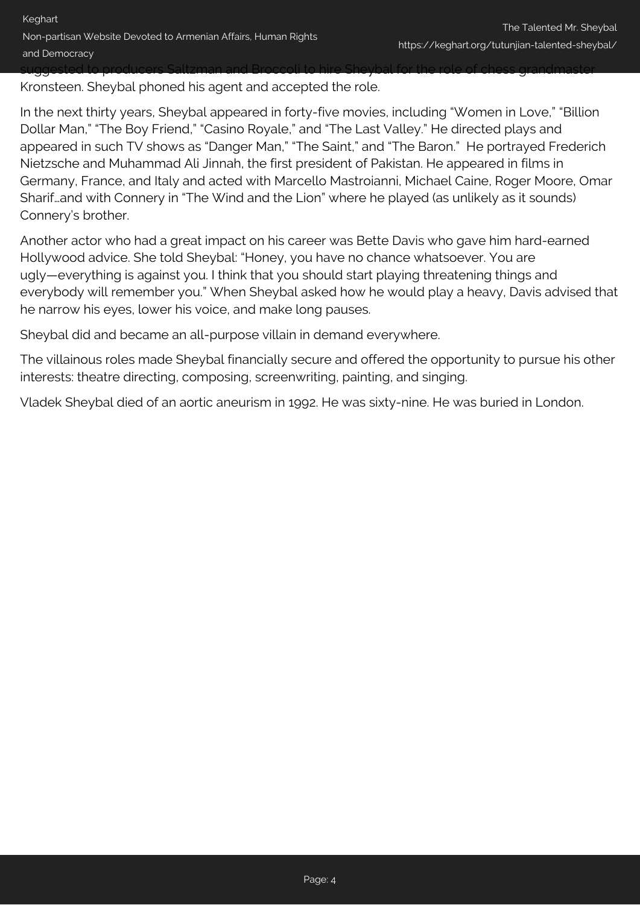suggested to producers Saltzman and Broccoli to hire Sheybal for the role of chess grandmaster Kronsteen. Sheybal phoned his agent and accepted the role.

In the next thirty years, Sheybal appeared in forty-five movies, including "Women in Love," "Billion Dollar Man," "The Boy Friend," "Casino Royale," and "The Last Valley." He directed plays and appeared in such TV shows as "Danger Man," "The Saint," and "The Baron." He portrayed Frederich Nietzsche and Muhammad Ali Jinnah, the first president of Pakistan. He appeared in films in Germany, France, and Italy and acted with Marcello Mastroianni, Michael Caine, Roger Moore, Omar Sharif…and with Connery in "The Wind and the Lion" where he played (as unlikely as it sounds) Connery's brother.

Another actor who had a great impact on his career was Bette Davis who gave him hard-earned Hollywood advice. She told Sheybal: "Honey, you have no chance whatsoever. You are ugly—everything is against you. I think that you should start playing threatening things and everybody will remember you." When Sheybal asked how he would play a heavy, Davis advised that he narrow his eyes, lower his voice, and make long pauses.

Sheybal did and became an all-purpose villain in demand everywhere.

The villainous roles made Sheybal financially secure and offered the opportunity to pursue his other interests: theatre directing, composing, screenwriting, painting, and singing.

Vladek Sheybal died of an aortic aneurism in 1992. He was sixty-nine. He was buried in London.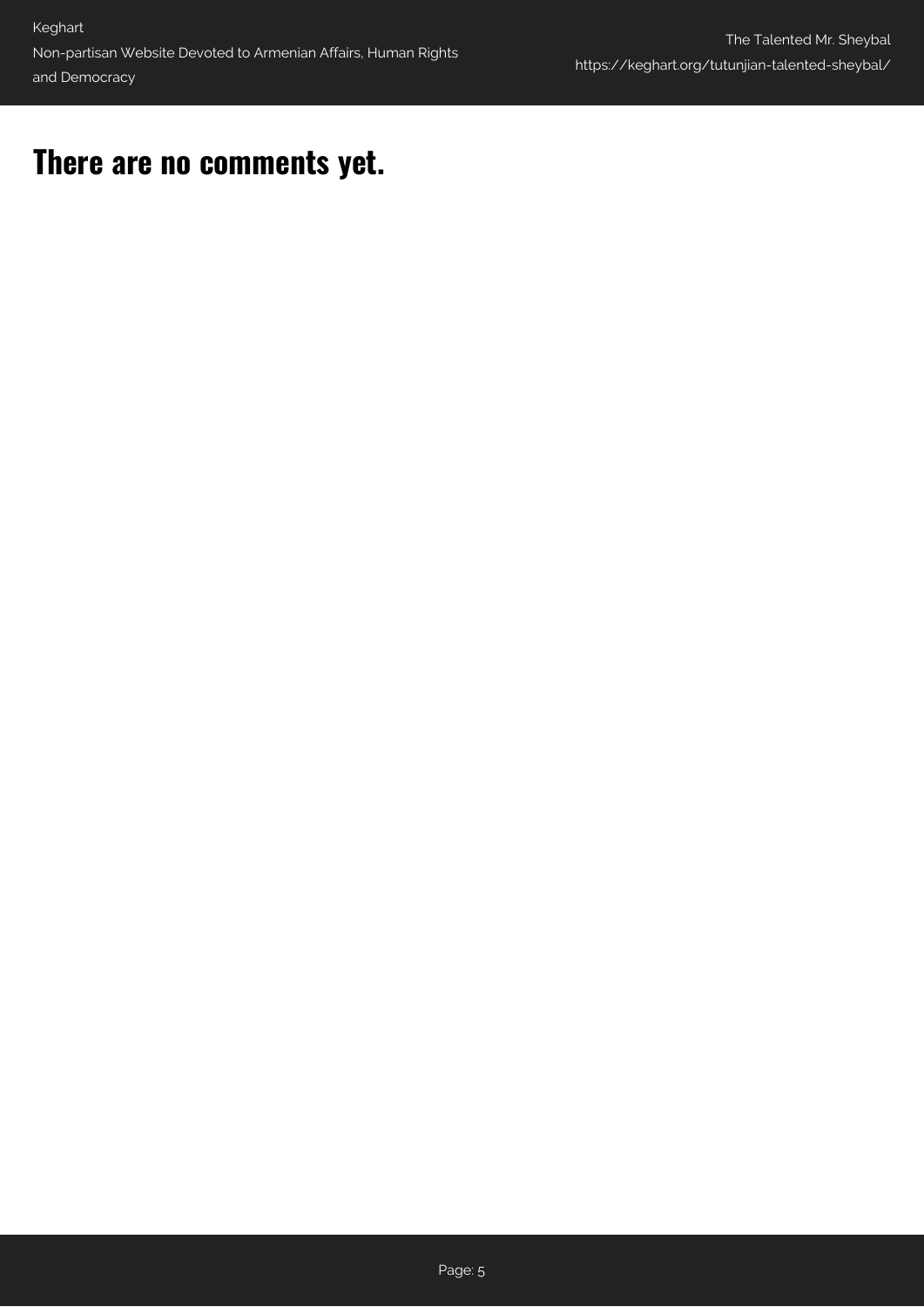## There are no comments yet.